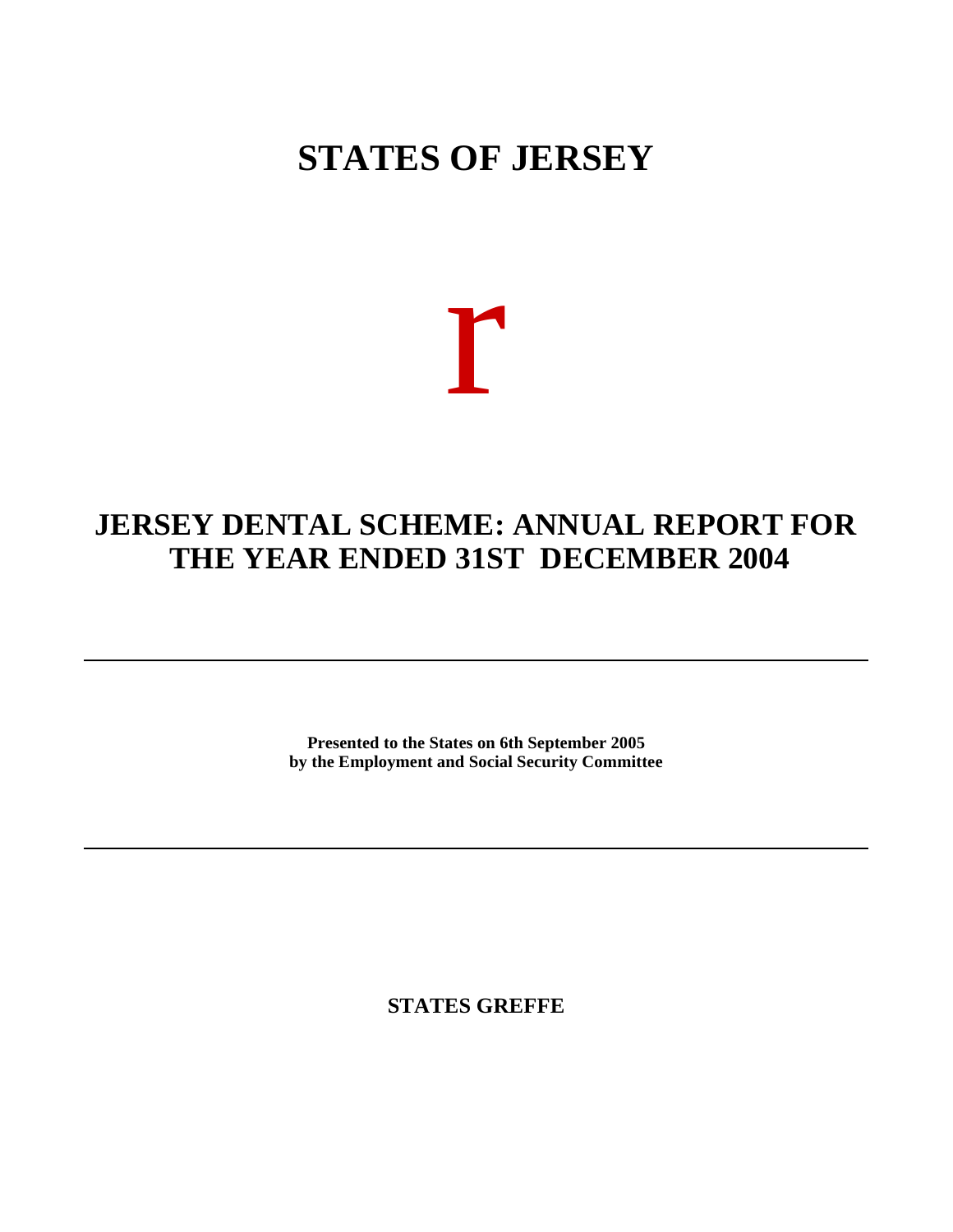# STATES OF JERSEY

r

# JERSEY DENTAL SCHEME: ANNUAL REPORT FOR THE YEAR ENDED 31ST DECEMBER 2004

---

**Presented to the States on 6th September 2005**
**by the Employment and Social Security Committee**

---

**STATES GREFFE**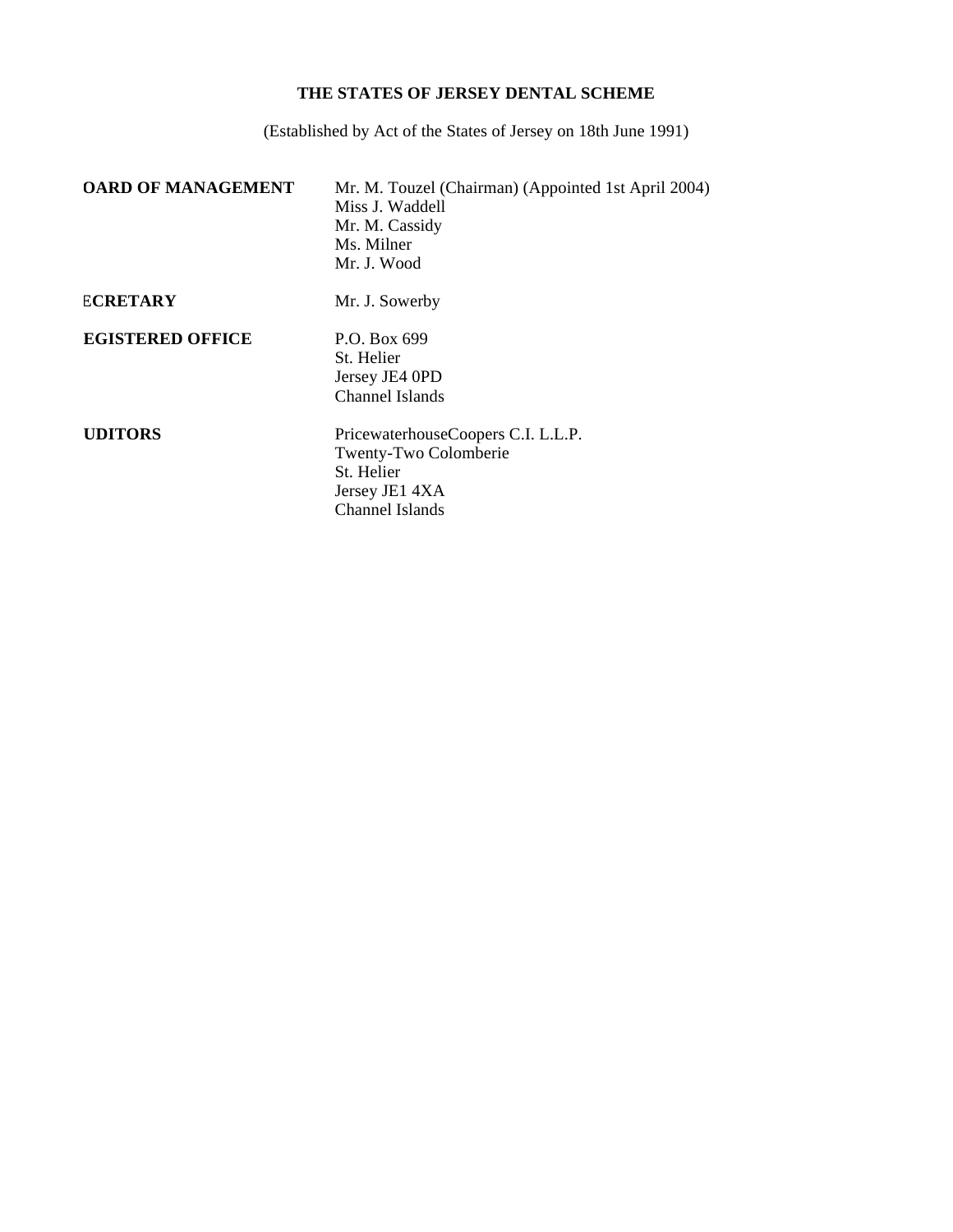**THE STATES OF JERSEY DENTAL SCHEME**

(Established by Act of the States of Jersey on 18th June 1991)

| | |
|---|---|
| **OARD OF MANAGEMENT** | Mr. M. Touzel (Chairman) (Appointed 1st April 2004)<br>Miss J. Waddell<br>Mr. M. Cassidy<br>Ms. Milner<br>Mr. J. Wood |
| **ECRETARY** | Mr. J. Sowerby |
| **EGISTERED OFFICE** | P.O. Box 699<br>St. Helier<br>Jersey JE4 0PD<br>Channel Islands |
| **UDITORS** | PricewaterhouseCoopers C.I. L.L.P.<br>Twenty-Two Colomberie<br>St. Helier<br>Jersey JE1 4XA<br>Channel Islands |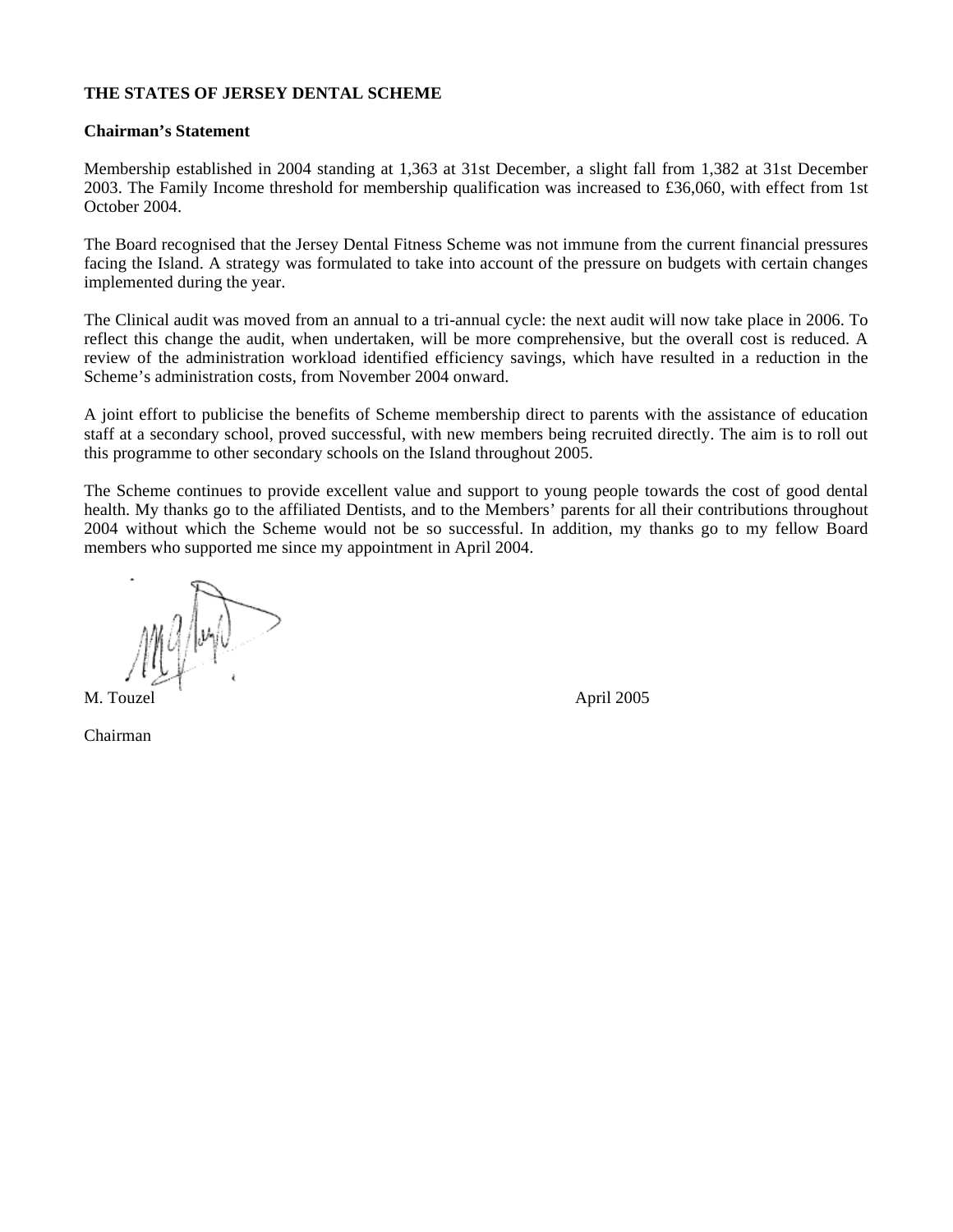**THE STATES OF JERSEY DENTAL SCHEME**

**Chairman's Statement**

Membership established in 2004 standing at 1,363 at 31st December, a slight fall from 1,382 at 31st December 2003. The Family Income threshold for membership qualification was increased to £36,060, with effect from 1st October 2004.

The Board recognised that the Jersey Dental Fitness Scheme was not immune from the current financial pressures facing the Island. A strategy was formulated to take into account of the pressure on budgets with certain changes implemented during the year.

The Clinical audit was moved from an annual to a tri-annual cycle: the next audit will now take place in 2006. To reflect this change the audit, when undertaken, will be more comprehensive, but the overall cost is reduced. A review of the administration workload identified efficiency savings, which have resulted in a reduction in the Scheme's administration costs, from November 2004 onward.

A joint effort to publicise the benefits of Scheme membership direct to parents with the assistance of education staff at a secondary school, proved successful, with new members being recruited directly. The aim is to roll out this programme to other secondary schools on the Island throughout 2005.

The Scheme continues to provide excellent value and support to young people towards the cost of good dental health. My thanks go to the affiliated Dentists, and to the Members' parents for all their contributions throughout 2004 without which the Scheme would not be so successful. In addition, my thanks go to my fellow Board members who supported me since my appointment in April 2004.

M. Touzel April 2005

Chairman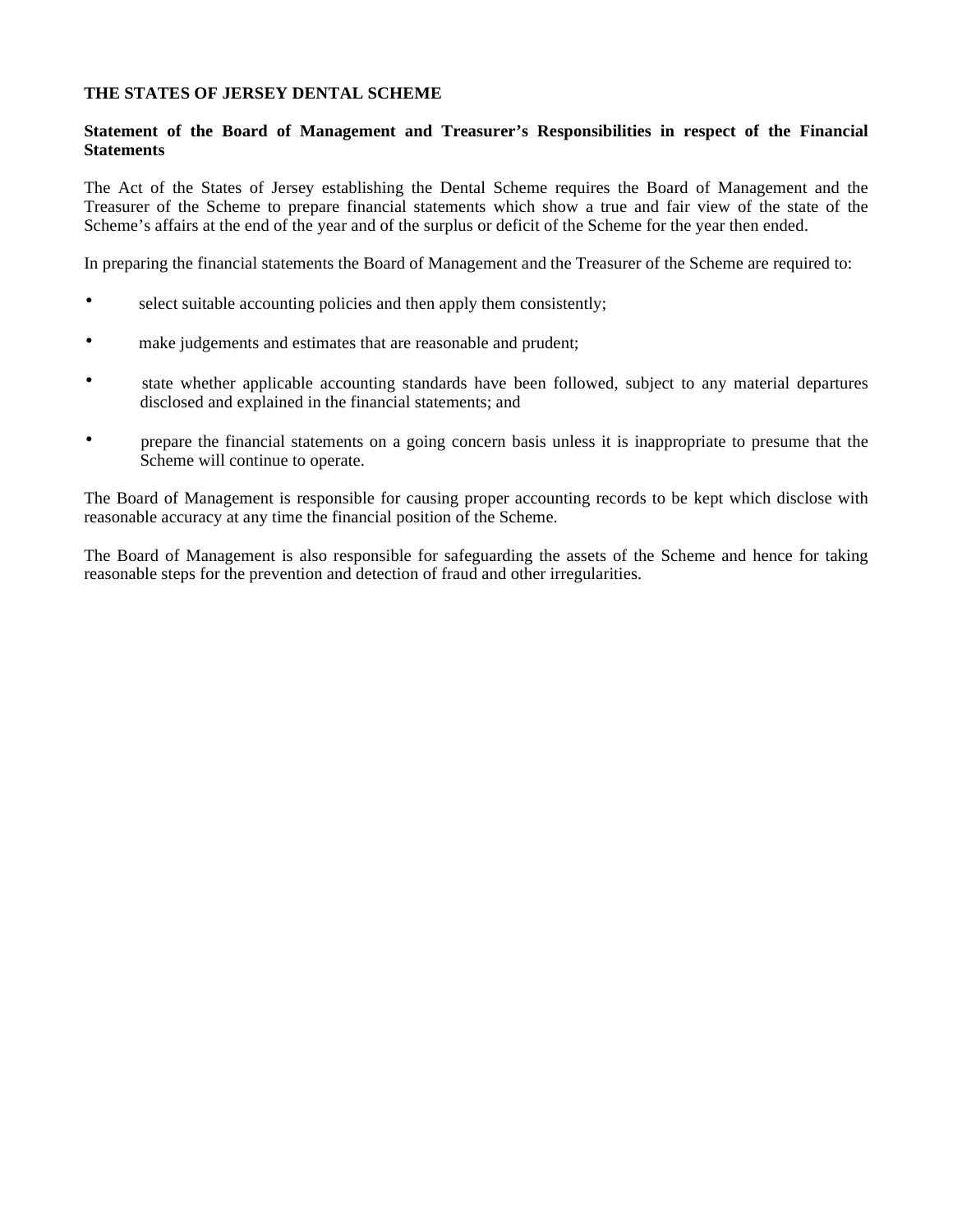**THE STATES OF JERSEY DENTAL SCHEME**

**Statement of the Board of Management and Treasurer's Responsibilities in respect of the Financial Statements**

The Act of the States of Jersey establishing the Dental Scheme requires the Board of Management and the Treasurer of the Scheme to prepare financial statements which show a true and fair view of the state of the Scheme's affairs at the end of the year and of the surplus or deficit of the Scheme for the year then ended.

In preparing the financial statements the Board of Management and the Treasurer of the Scheme are required to:

- select suitable accounting policies and then apply them consistently;
- make judgements and estimates that are reasonable and prudent;
- state whether applicable accounting standards have been followed, subject to any material departures disclosed and explained in the financial statements; and
- prepare the financial statements on a going concern basis unless it is inappropriate to presume that the Scheme will continue to operate.

The Board of Management is responsible for causing proper accounting records to be kept which disclose with reasonable accuracy at any time the financial position of the Scheme.

The Board of Management is also responsible for safeguarding the assets of the Scheme and hence for taking reasonable steps for the prevention and detection of fraud and other irregularities.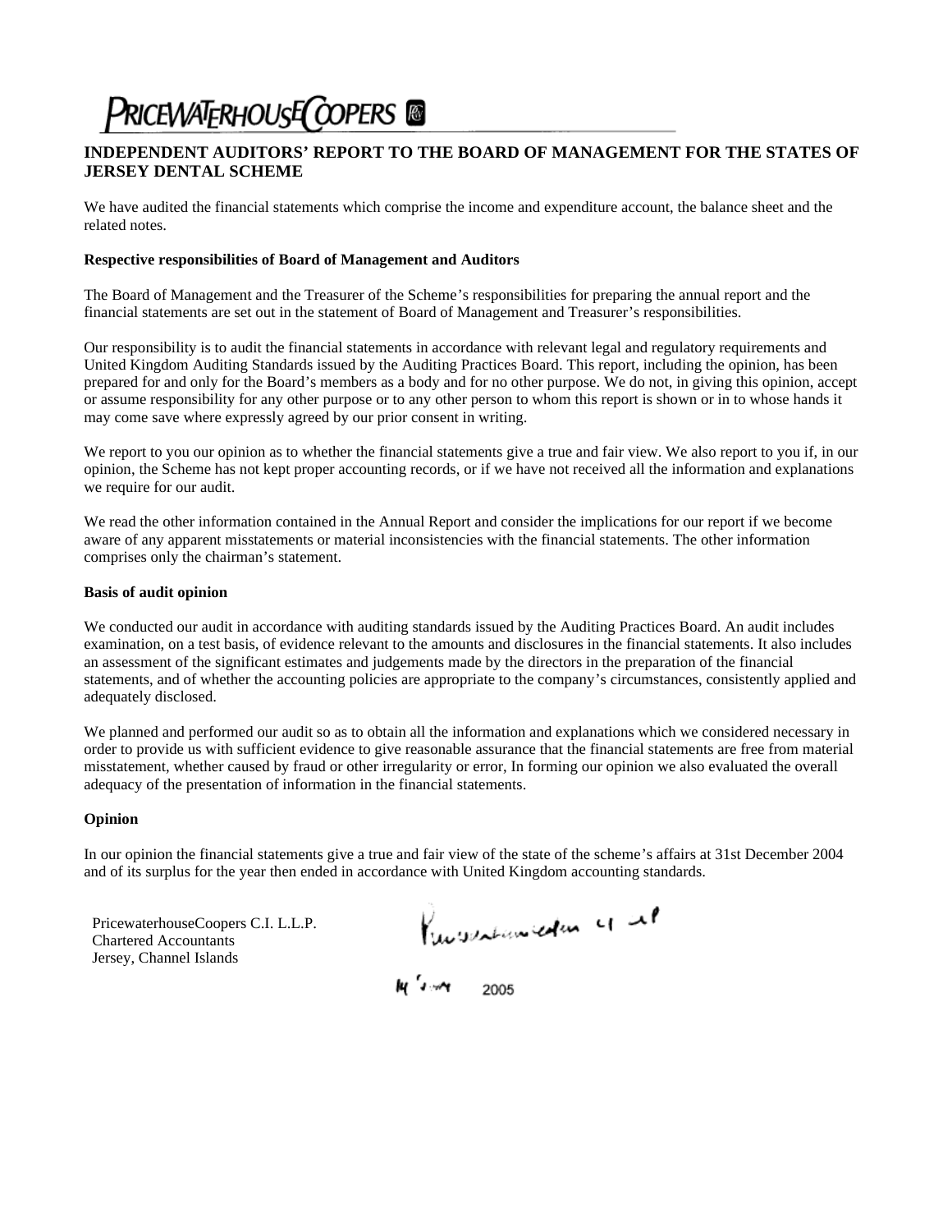PRICEWATERHOUSECOOPERS

## INDEPENDENT AUDITORS' REPORT TO THE BOARD OF MANAGEMENT FOR THE STATES OF JERSEY DENTAL SCHEME

We have audited the financial statements which comprise the income and expenditure account, the balance sheet and the related notes.

**Respective responsibilities of Board of Management and Auditors**

The Board of Management and the Treasurer of the Scheme's responsibilities for preparing the annual report and the financial statements are set out in the statement of Board of Management and Treasurer's responsibilities.

Our responsibility is to audit the financial statements in accordance with relevant legal and regulatory requirements and United Kingdom Auditing Standards issued by the Auditing Practices Board. This report, including the opinion, has been prepared for and only for the Board's members as a body and for no other purpose. We do not, in giving this opinion, accept or assume responsibility for any other purpose or to any other person to whom this report is shown or in to whose hands it may come save where expressly agreed by our prior consent in writing.

We report to you our opinion as to whether the financial statements give a true and fair view. We also report to you if, in our opinion, the Scheme has not kept proper accounting records, or if we have not received all the information and explanations we require for our audit.

We read the other information contained in the Annual Report and consider the implications for our report if we become aware of any apparent misstatements or material inconsistencies with the financial statements. The other information comprises only the chairman's statement.

**Basis of audit opinion**

We conducted our audit in accordance with auditing standards issued by the Auditing Practices Board. An audit includes examination, on a test basis, of evidence relevant to the amounts and disclosures in the financial statements. It also includes an assessment of the significant estimates and judgements made by the directors in the preparation of the financial statements, and of whether the accounting policies are appropriate to the company's circumstances, consistently applied and adequately disclosed.

We planned and performed our audit so as to obtain all the information and explanations which we considered necessary in order to provide us with sufficient evidence to give reasonable assurance that the financial statements are free from material misstatement, whether caused by fraud or other irregularity or error, In forming our opinion we also evaluated the overall adequacy of the presentation of information in the financial statements.

**Opinion**

In our opinion the financial statements give a true and fair view of the state of the scheme's affairs at 31st December 2004 and of its surplus for the year then ended in accordance with United Kingdom accounting standards.

PricewaterhouseCoopers C.I. L.L.P.
Chartered Accountants
Jersey, Channel Islands

14 June 2005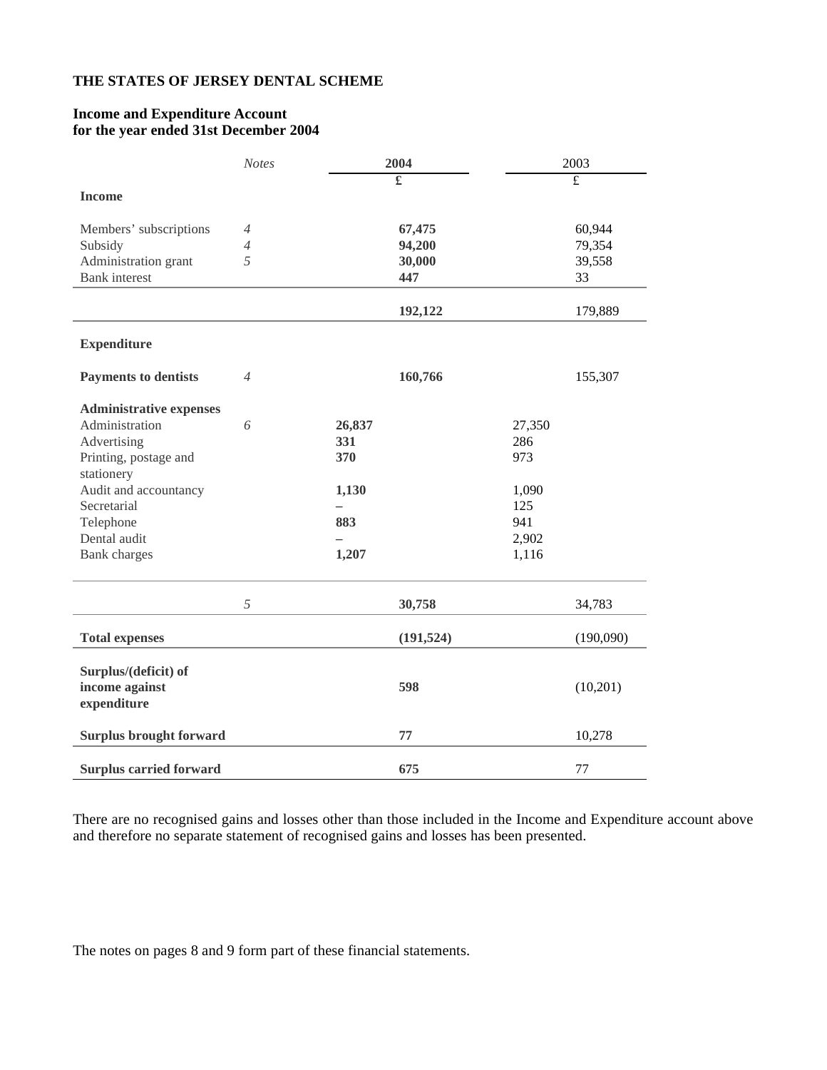**THE STATES OF JERSEY DENTAL SCHEME**

**Income and Expenditure Account**
**for the year ended 31st December 2004**

| | *Notes* | 2004 | 2004 | 2003 | 2003 |
|---|---|---|---|---|---|
| | | | £ | | £ |
| **Income** | | | | | |
| Members' subscriptions | *4* | | **67,475** | | 60,944 |
| Subsidy | *4* | | **94,200** | | 79,354 |
| Administration grant | *5* | | **30,000** | | 39,558 |
| Bank interest | | | **447** | | 33 |
| | | | **192,122** | | 179,889 |
| **Expenditure** | | | | | |
| **Payments to dentists** | *4* | | **160,766** | | 155,307 |
| **Administrative expenses** | | | | | |
| Administration | *6* | **26,837** | | 27,350 | |
| Advertising | | **331** | | 286 | |
| Printing, postage and stationery | | **370** | | 973 | |
| Audit and accountancy | | **1,130** | | 1,090 | |
| Secretarial | | **–** | | 125 | |
| Telephone | | **883** | | 941 | |
| Dental audit | | **–** | | 2,902 | |
| Bank charges | | **1,207** | | 1,116 | |
| | *5* | | **30,758** | | 34,783 |
| **Total expenses** | | | **(191,524)** | | (190,090) |
| **Surplus/(deficit) of income against expenditure** | | | **598** | | (10,201) |
| **Surplus brought forward** | | | **77** | | 10,278 |
| **Surplus carried forward** | | | **675** | | 77 |

There are no recognised gains and losses other than those included in the Income and Expenditure account above and therefore no separate statement of recognised gains and losses has been presented.

The notes on pages 8 and 9 form part of these financial statements.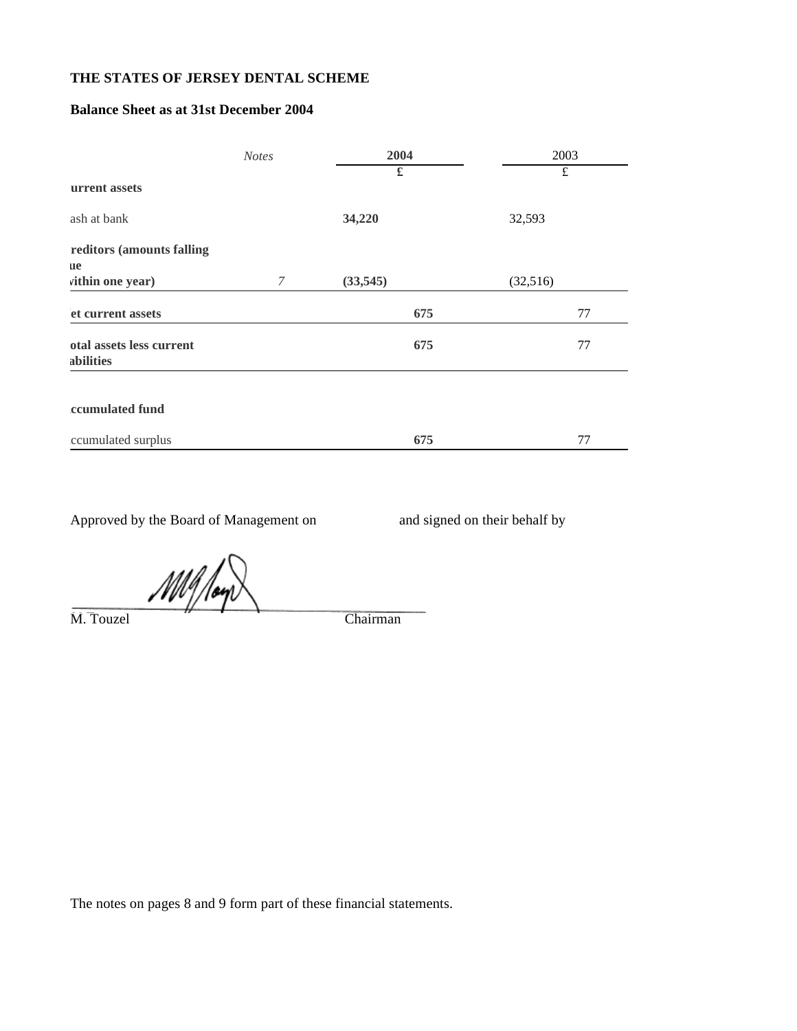**THE STATES OF JERSEY DENTAL SCHEME**

**Balance Sheet as at 31st December 2004**

| | *Notes* | **2004** | | 2003 | |
|---|---|---|---|---|---|
| | | **£** | | £ | |
| **urrent assets** | | | | | |
| ash at bank | | **34,220** | | 32,593 | |
| **reditors (amounts falling ue vithin one year)** | *7* | **(33,545)** | | (32,516) | |
| **et current assets** | | | **675** | | 77 |
| **otal assets less current abilities** | | | **675** | | 77 |
| **ccumulated fund** | | | | | |
| ccumulated surplus | | | **675** | | 77 |

Approved by the Board of Management on and signed on their behalf by

M. Touzel Chairman

The notes on pages 8 and 9 form part of these financial statements.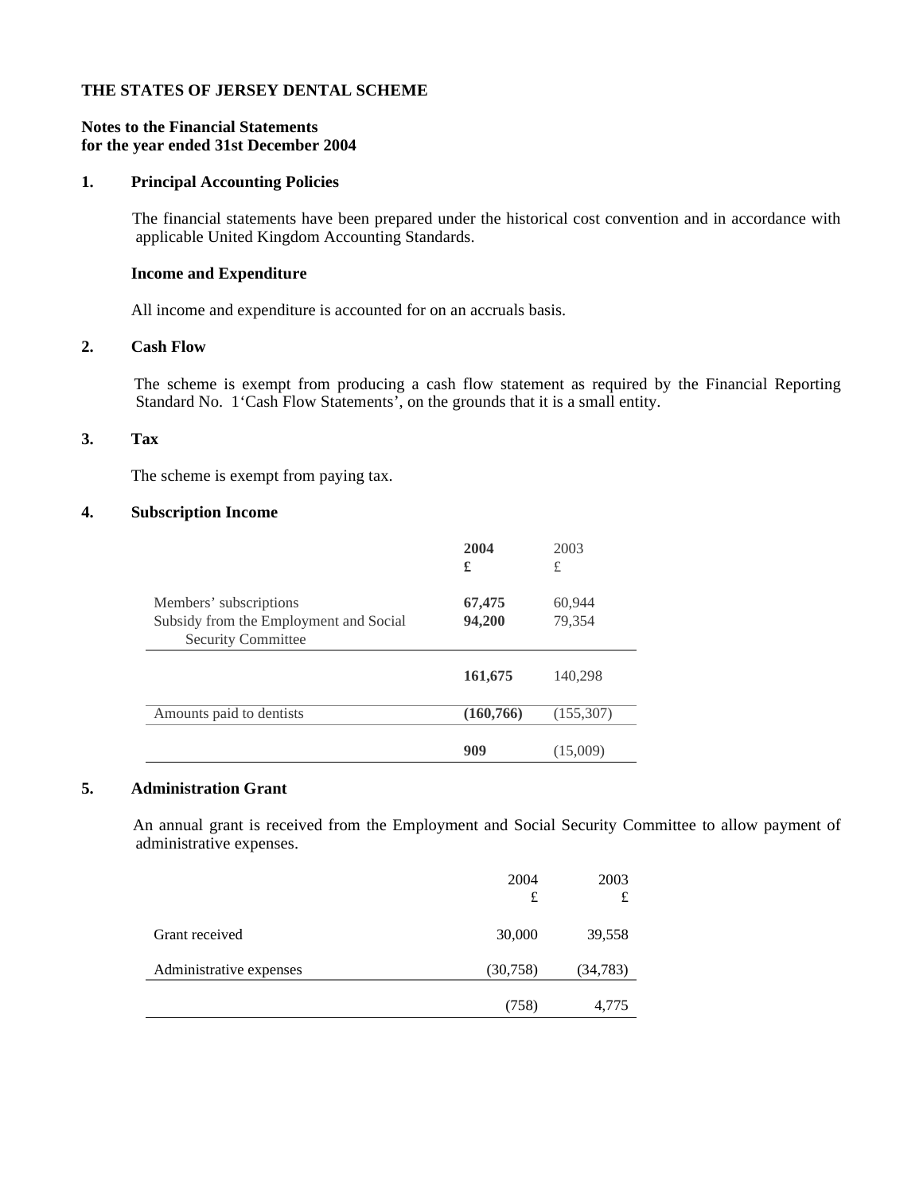**THE STATES OF JERSEY DENTAL SCHEME**

**Notes to the Financial Statements**
**for the year ended 31st December 2004**

## 1. Principal Accounting Policies

The financial statements have been prepared under the historical cost convention and in accordance with applicable United Kingdom Accounting Standards.

**Income and Expenditure**

All income and expenditure is accounted for on an accruals basis.

## 2. Cash Flow

The scheme is exempt from producing a cash flow statement as required by the Financial Reporting Standard No. 1'Cash Flow Statements', on the grounds that it is a small entity.

## 3. Tax

The scheme is exempt from paying tax.

## 4. Subscription Income

| | **2004**<br>**£** | 2003<br>£ |
|---|---|---|
| Members' subscriptions | **67,475** | 60,944 |
| Subsidy from the Employment and Social Security Committee | **94,200** | 79,354 |
| | **161,675** | 140,298 |
| Amounts paid to dentists | **(160,766)** | (155,307) |
| | **909** | (15,009) |

## 5. Administration Grant

An annual grant is received from the Employment and Social Security Committee to allow payment of administrative expenses.

| | 2004<br>£ | 2003<br>£ |
|---|---|---|
| Grant received | 30,000 | 39,558 |
| Administrative expenses | (30,758) | (34,783) |
| | (758) | 4,775 |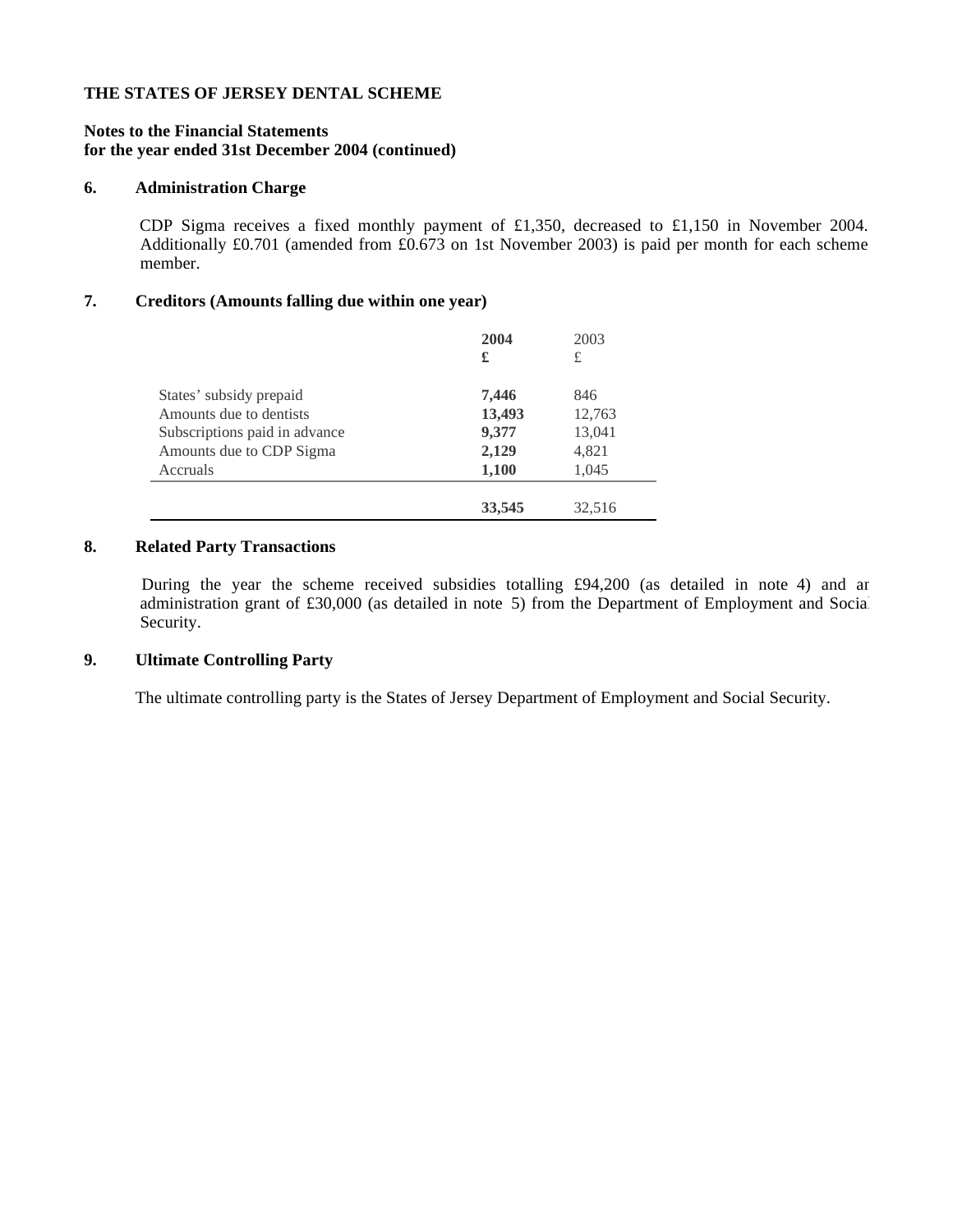**THE STATES OF JERSEY DENTAL SCHEME**

**Notes to the Financial Statements**
**for the year ended 31st December 2004 (continued)**

## 6. Administration Charge

CDP Sigma receives a fixed monthly payment of £1,350, decreased to £1,150 in November 2004. Additionally £0.701 (amended from £0.673 on 1st November 2003) is paid per month for each scheme member.

## 7. Creditors (Amounts falling due within one year)

| | **2004** | 2003 |
|---|---|---|
| | **£** | £ |
| States' subsidy prepaid | **7,446** | 846 |
| Amounts due to dentists | **13,493** | 12,763 |
| Subscriptions paid in advance | **9,377** | 13,041 |
| Amounts due to CDP Sigma | **2,129** | 4,821 |
| Accruals | **1,100** | 1,045 |
| | **33,545** | 32,516 |

## 8. Related Party Transactions

During the year the scheme received subsidies totalling £94,200 (as detailed in note 4) and an administration grant of £30,000 (as detailed in note 5) from the Department of Employment and Social Security.

## 9. Ultimate Controlling Party

The ultimate controlling party is the States of Jersey Department of Employment and Social Security.